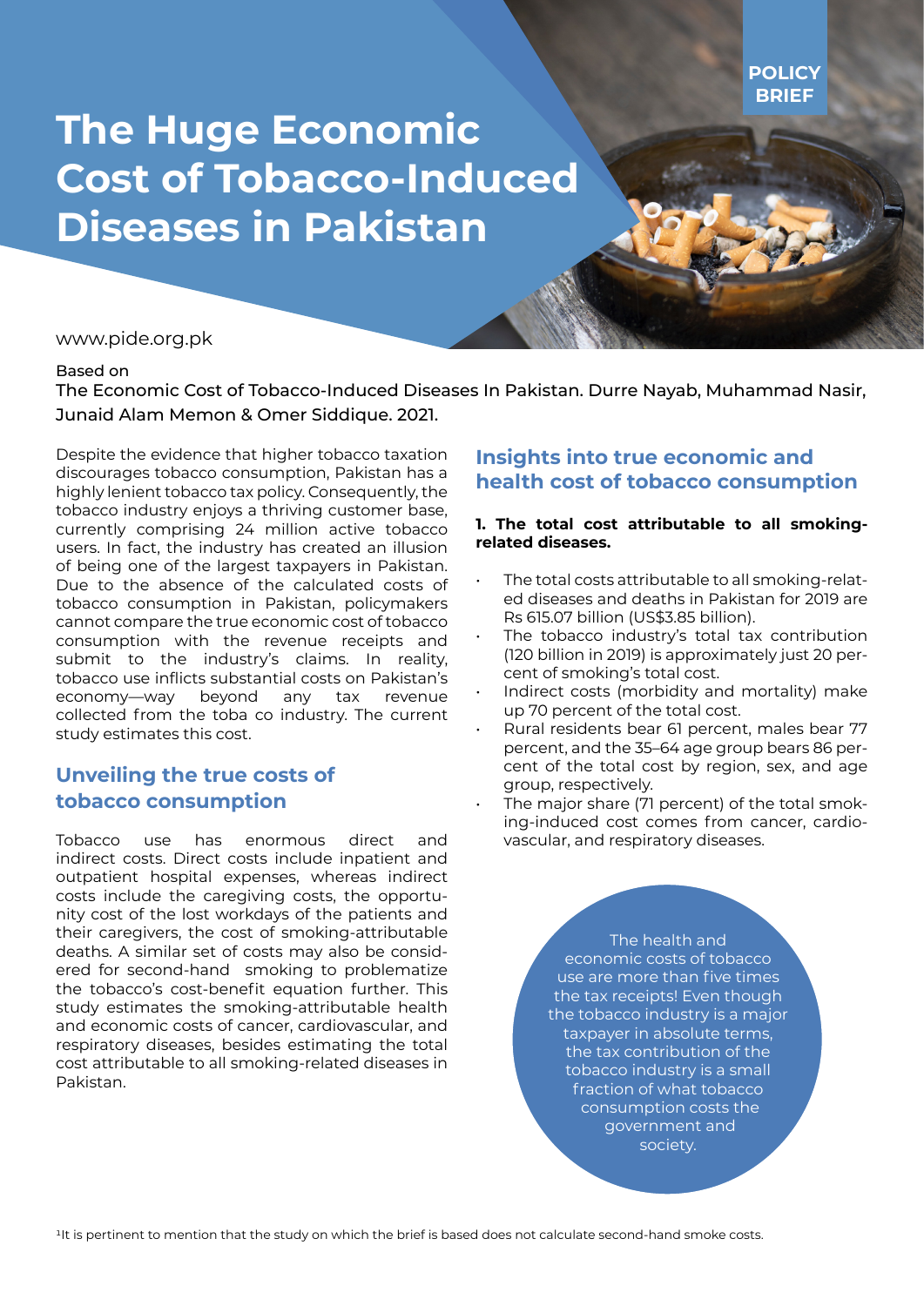POLICY BRIEF

# The Huge Economic Cost of Tobacco-Induced Diseases in Pakistan

www.pide.org.pk

Based on
The Economic Cost of Tobacco-Induced Diseases In Pakistan. Durre Nayab, Muhammad Nasir, Junaid Alam Memon & Omer Siddique. 2021.

Despite the evidence that higher tobacco taxation discourages tobacco consumption, Pakistan has a highly lenient tobacco tax policy. Consequently, the tobacco industry enjoys a thriving customer base, currently comprising 24 million active tobacco users. In fact, the industry has created an illusion of being one of the largest taxpayers in Pakistan. Due to the absence of the calculated costs of tobacco consumption in Pakistan, policymakers cannot compare the true economic cost of tobacco consumption with the revenue receipts and submit to the industry's claims. In reality, tobacco use inflicts substantial costs on Pakistan's economy—way beyond any tax revenue collected from the toba co industry. The current study estimates this cost.

## Unveiling the true costs of tobacco consumption

Tobacco use has enormous direct and indirect costs. Direct costs include inpatient and outpatient hospital expenses, whereas indirect costs include the caregiving costs, the opportunity cost of the lost workdays of the patients and their caregivers, the cost of smoking-attributable deaths. A similar set of costs may also be considered for second-hand smoking to problematize the tobacco's cost-benefit equation further. This study estimates the smoking-attributable health and economic costs of cancer, cardiovascular, and respiratory diseases, besides estimating the total cost attributable to all smoking-related diseases in Pakistan.

## Insights into true economic and health cost of tobacco consumption

**1. The total cost attributable to all smoking-related diseases.**

- The total costs attributable to all smoking-related diseases and deaths in Pakistan for 2019 are Rs 615.07 billion (US$3.85 billion).
- The tobacco industry's total tax contribution (120 billion in 2019) is approximately just 20 percent of smoking's total cost.
- Indirect costs (morbidity and mortality) make up 70 percent of the total cost.
- Rural residents bear 61 percent, males bear 77 percent, and the 35–64 age group bears 86 percent of the total cost by region, sex, and age group, respectively.
- The major share (71 percent) of the total smoking-induced cost comes from cancer, cardiovascular, and respiratory diseases.

The health and economic costs of tobacco use are more than five times the tax receipts! Even though the tobacco industry is a major taxpayer in absolute terms, the tax contribution of the tobacco industry is a small fraction of what tobacco consumption costs the government and society.

[1] It is pertinent to mention that the study on which the brief is based does not calculate second-hand smoke costs.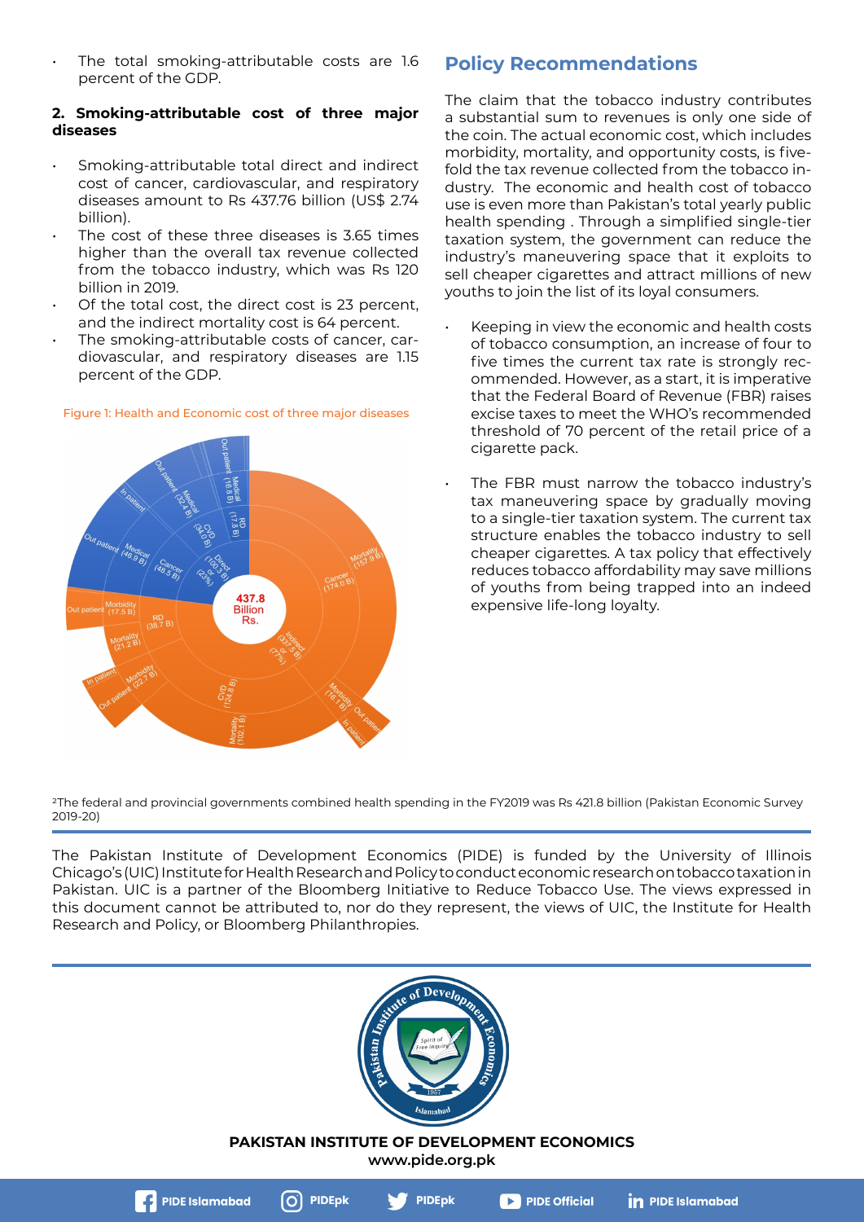- The total smoking-attributable costs are 1.6 percent of the GDP.

**2. Smoking-attributable cost of three major diseases**

- Smoking-attributable total direct and indirect cost of cancer, cardiovascular, and respiratory diseases amount to Rs 437.76 billion (US$ 2.74 billion).
- The cost of these three diseases is 3.65 times higher than the overall tax revenue collected from the tobacco industry, which was Rs 120 billion in 2019.
- Of the total cost, the direct cost is 23 percent, and the indirect mortality cost is 64 percent.
- The smoking-attributable costs of cancer, cardiovascular, and respiratory diseases are 1.15 percent of the GDP.

Figure 1: Health and Economic cost of three major diseases

437.8 Billion Rs.
Direct (100.3 B) or (23%)
Indirect (337.5 B) or (77%)
Cancer (48.5 B)
CVD (34.0 B)
RD (17.8 B)
Medical (46.9 B)
Medical (32.4 B)
Medical (16.8 B)
Out patient
In patient
Out patient
Out patient
Cancer (174.0 B)
Mortality (157.9 B)
Morbidity (16.1 B)
Out patient
In patient
CVD (124.8 B)
Mortality (102.1 B)
Morbidity (22.7 B)
In patient
Out patient
RD (38.7 B)
Mortality (21.2 B)
Morbidity (17.5 B)
Out patient

## Policy Recommendations

The claim that the tobacco industry contributes a substantial sum to revenues is only one side of the coin. The actual economic cost, which includes morbidity, mortality, and opportunity costs, is five-fold the tax revenue collected from the tobacco industry. The economic and health cost of tobacco use is even more than Pakistan's total yearly public health spending . Through a simplified single-tier taxation system, the government can reduce the industry's maneuvering space that it exploits to sell cheaper cigarettes and attract millions of new youths to join the list of its loyal consumers.

- Keeping in view the economic and health costs of tobacco consumption, an increase of four to five times the current tax rate is strongly recommended. However, as a start, it is imperative that the Federal Board of Revenue (FBR) raises excise taxes to meet the WHO's recommended threshold of 70 percent of the retail price of a cigarette pack.

- The FBR must narrow the tobacco industry's tax maneuvering space by gradually moving to a single-tier taxation system. The current tax structure enables the tobacco industry to sell cheaper cigarettes. A tax policy that effectively reduces tobacco affordability may save millions of youths from being trapped into an indeed expensive life-long loyalty.

[2]The federal and provincial governments combined health spending in the FY2019 was Rs 421.8 billion (Pakistan Economic Survey 2019-20)

The Pakistan Institute of Development Economics (PIDE) is funded by the University of Illinois Chicago's (UIC) Institute for Health Research and Policy to conduct economic research on tobacco taxation in Pakistan. UIC is a partner of the Bloomberg Initiative to Reduce Tobacco Use. The views expressed in this document cannot be attributed to, nor do they represent, the views of UIC, the Institute for Health Research and Policy, or Bloomberg Philanthropies.

**PAKISTAN INSTITUTE OF DEVELOPMENT ECONOMICS**
**www.pide.org.pk**

PIDE Islamabad | PIDEpk | PIDEpk | PIDE Official | PIDE Islamabad